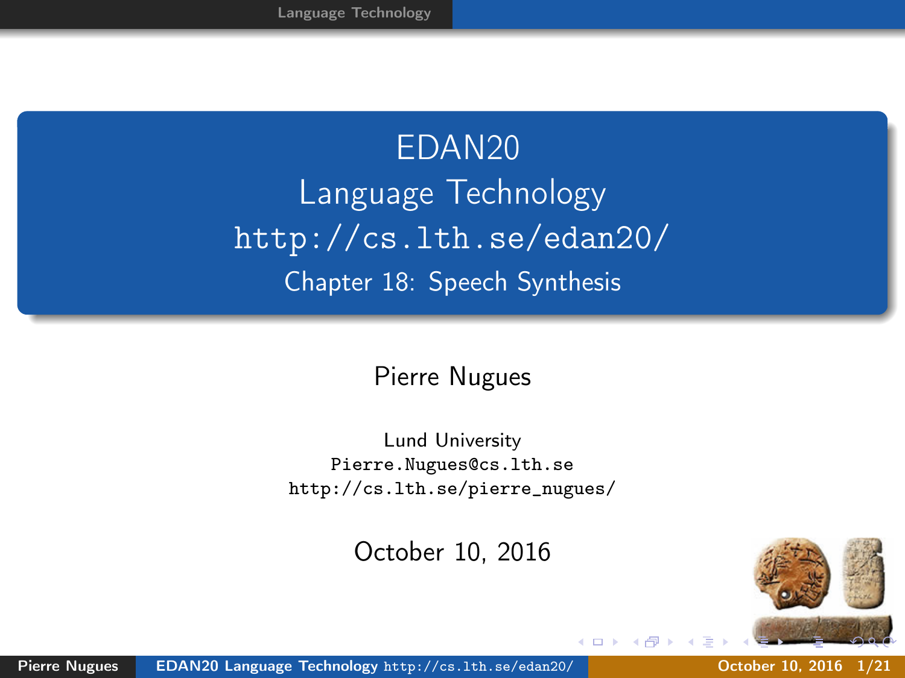# EDAN20
# Language Technology
# http://cs.lth.se/edan20/
## Chapter 18: Speech Synthesis

Pierre Nugues

Lund University
Pierre.Nugues@cs.lth.se
http://cs.lth.se/pierre_nugues/

October 10, 2016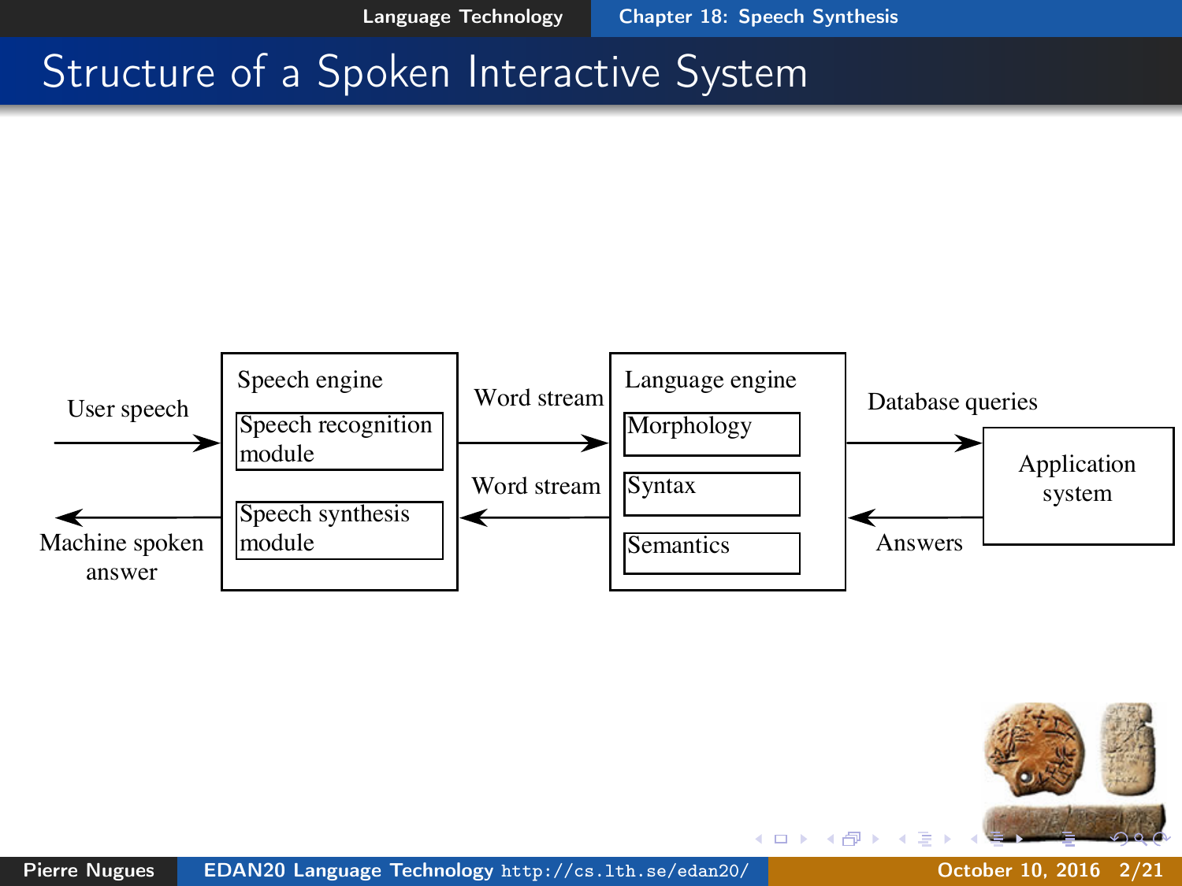# Structure of a Spoken Interactive System

User speech

Speech engine

Speech recognition module

Speech synthesis module

Machine spoken answer

Word stream

Word stream

Language engine

Morphology

Syntax

Semantics

Database queries

Answers

Application system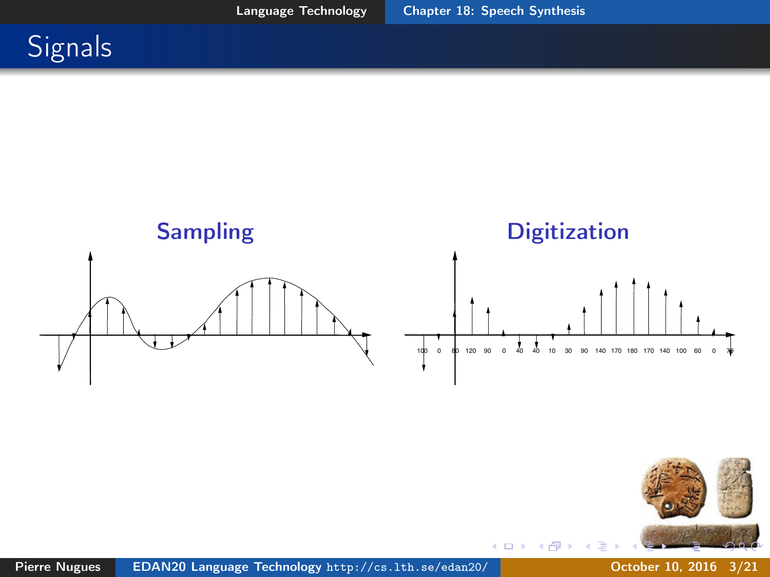# Signals

**Sampling**

**Digitization**

100 0 80 120 90 0 40 40 10 30 90 140 170 180 170 140 100 60 0 70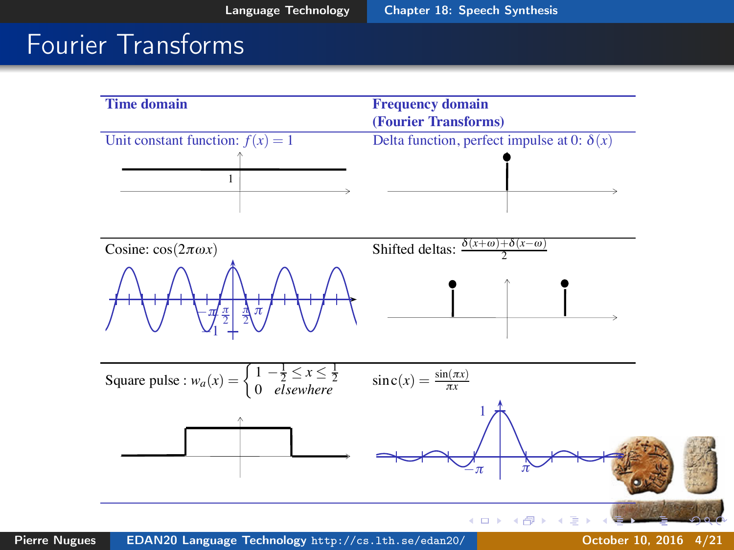# Fourier Transforms

| Time domain | Frequency domain (Fourier Transforms) |
|---|---|
| Unit constant function: $f(x) = 1$ | Delta function, perfect impulse at 0: $\delta(x)$ |
| Cosine: $\cos(2\pi\omega x)$ | Shifted deltas: $\frac{\delta(x+\omega)+\delta(x-\omega)}{2}$ |
| Square pulse : $w_a(x) = \begin{cases} 1 & -\frac{1}{2} \leq x \leq \frac{1}{2} \\ 0 & elsewhere \end{cases}$ | $\text{sinc}(x) = \frac{\sin(\pi x)}{\pi x}$ |

1

$-\pi$ $\frac{\pi}{2}$ $\frac{\pi}{2}$ $\pi$

$-1$

1

$-\pi$ $\pi$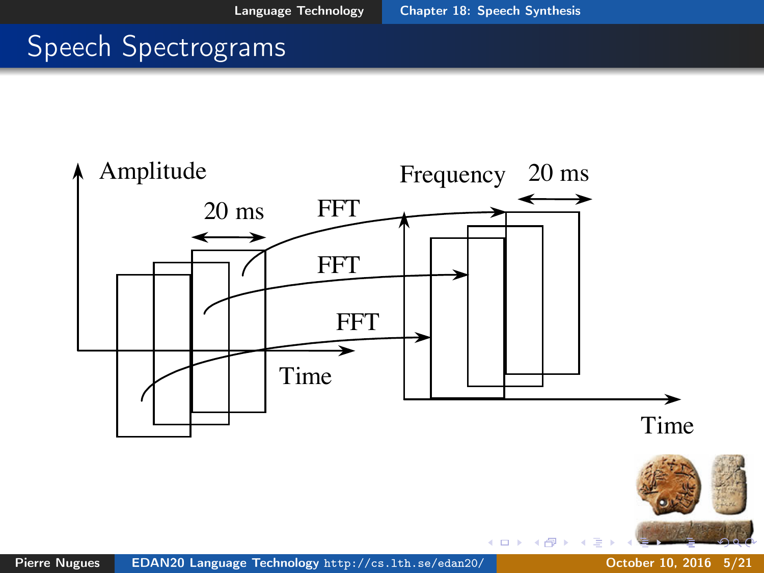# Speech Spectrograms

Amplitude

20 ms

FFT

FFT

FFT

Time

Frequency

20 ms

Time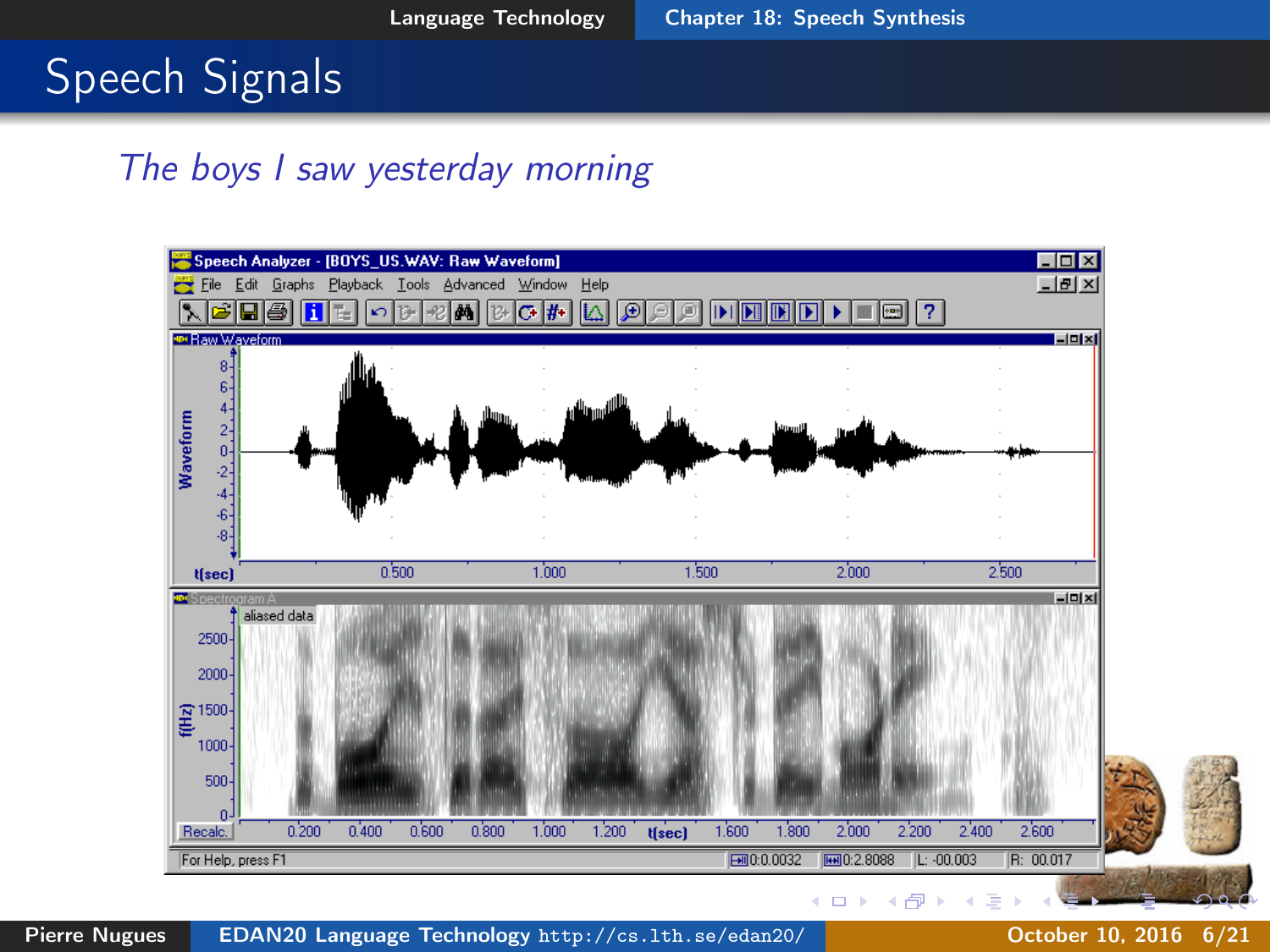# Speech Signals

*The boys I saw yesterday morning*

Speech Analyzer - [BOYS_US.WAV: Raw Waveform]

File Edit Graphs Playback Tools Advanced Window Help

Raw Waveform

Waveform

8
6
4
2
0
-2
-4
-6
-8

t(sec) 0.500 1.000 1.500 2.000 2.500

Spectrogram A

aliased data

f(Hz)

2500
2000
1500
1000
500
0

Recalc. 0.200 0.400 0.600 0.800 1.000 1.200 t(sec) 1.600 1.800 2.000 2.200 2.400 2.600

For Help, press F1 0:0.0032 0:2.8088 L: -00.003 R: 00.017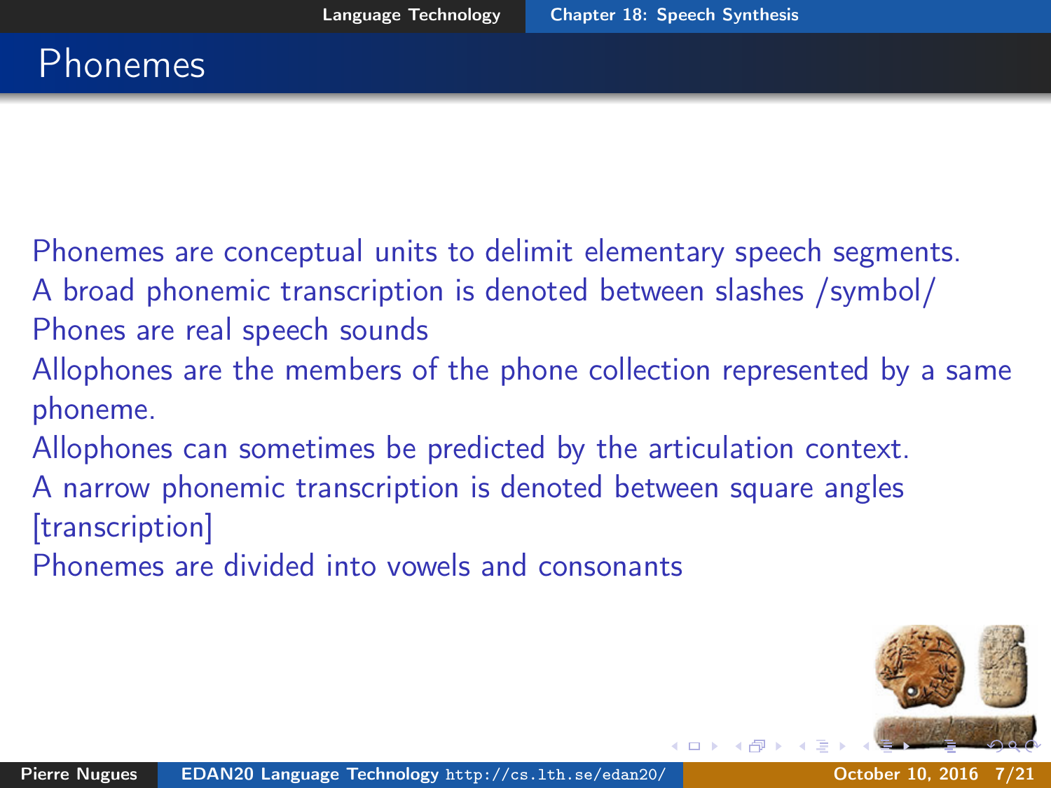# Phonemes

Phonemes are conceptual units to delimit elementary speech segments.
A broad phonemic transcription is denoted between slashes /symbol/
Phones are real speech sounds
Allophones are the members of the phone collection represented by a same phoneme.
Allophones can sometimes be predicted by the articulation context.
A narrow phonemic transcription is denoted between square angles [transcription]
Phonemes are divided into vowels and consonants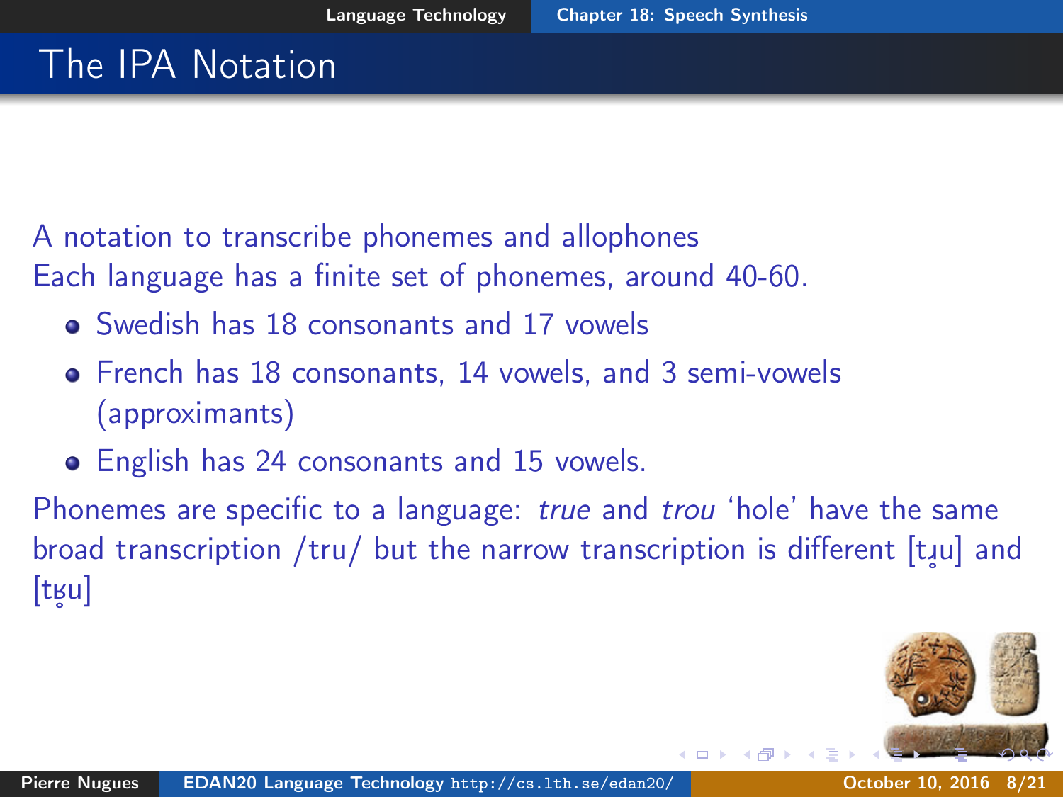# The IPA Notation

A notation to transcribe phonemes and allophones
Each language has a finite set of phonemes, around 40-60.

- Swedish has 18 consonants and 17 vowels
- French has 18 consonants, 14 vowels, and 3 semi-vowels (approximants)
- English has 24 consonants and 15 vowels.

Phonemes are specific to a language: *true* and *trou* 'hole' have the same broad transcription /tru/ but the narrow transcription is different [tɹ̥u] and [tʁ̥u]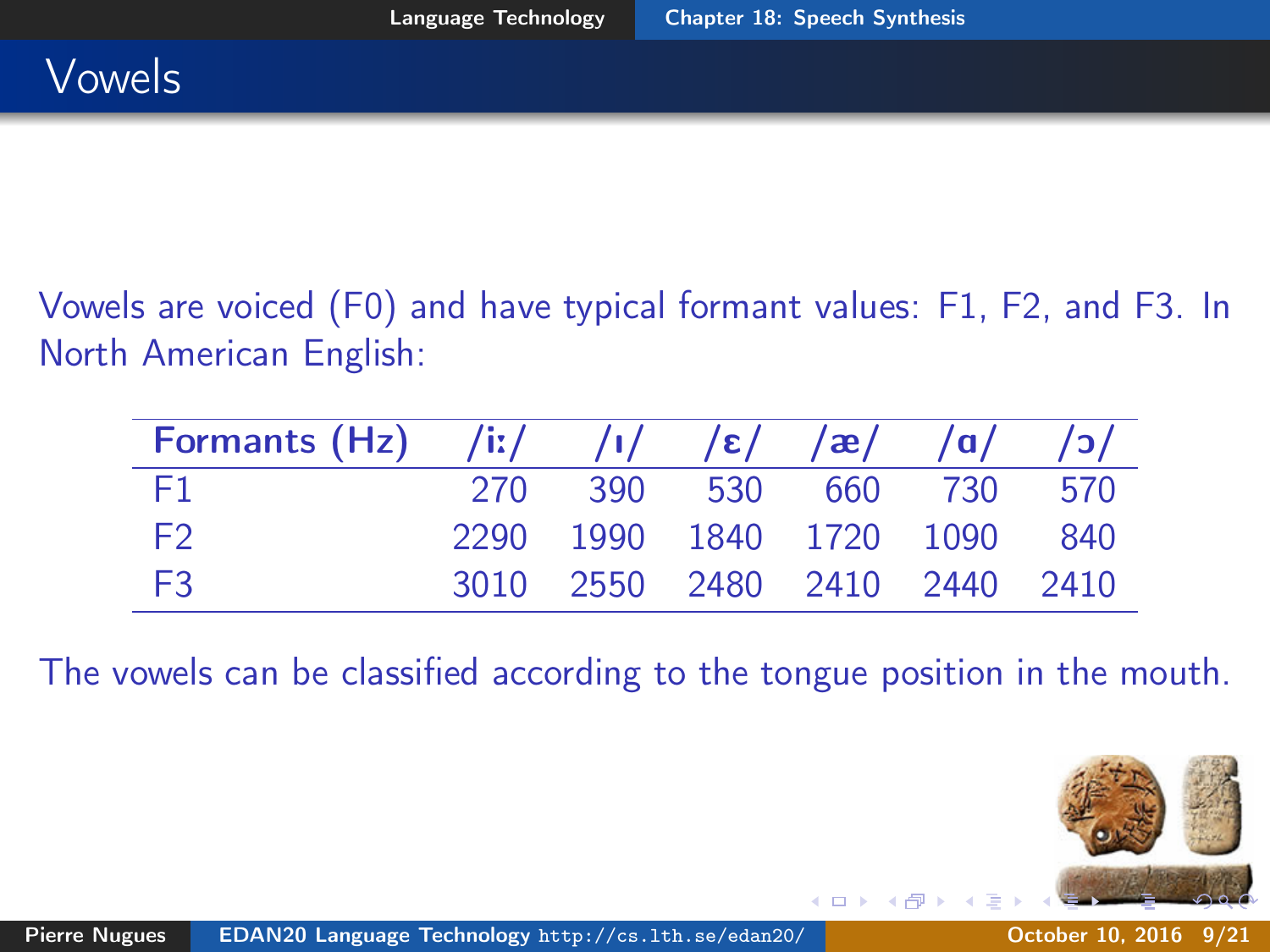# Vowels

Vowels are voiced (F0) and have typical formant values: F1, F2, and F3. In North American English:

| Formants (Hz) | /iː/ | /ɪ/ | /ɛ/ | /æ/ | /ɑ/ | /ɔ/ |
|---|---|---|---|---|---|---|
| F1 | 270 | 390 | 530 | 660 | 730 | 570 |
| F2 | 2290 | 1990 | 1840 | 1720 | 1090 | 840 |
| F3 | 3010 | 2550 | 2480 | 2410 | 2440 | 2410 |

The vowels can be classified according to the tongue position in the mouth.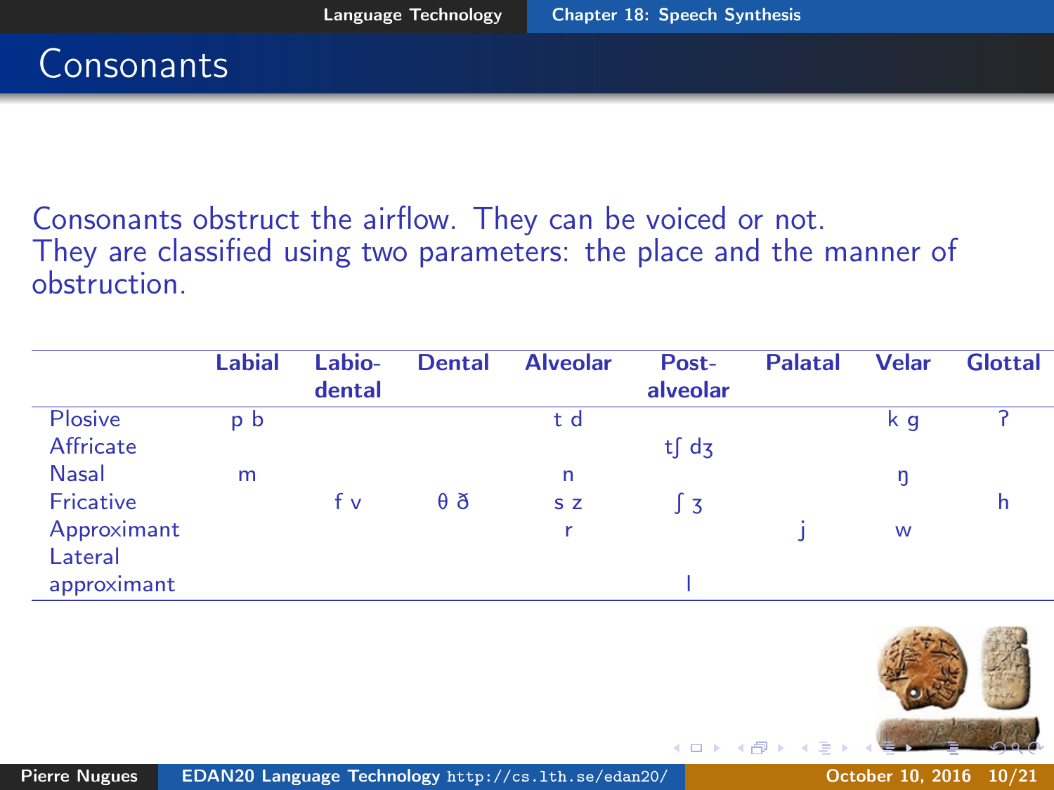# Consonants

Consonants obstruct the airflow. They can be voiced or not.
They are classified using two parameters: the place and the manner of obstruction.

| | Labial | Labio-dental | Dental | Alveolar | Post-alveolar | Palatal | Velar | Glottal |
|---|---|---|---|---|---|---|---|---|
| Plosive | p b | | | t d | | | k g | ʔ |
| Affricate | | | | | tʃ dʒ | | | |
| Nasal | m | | | n | | | ŋ | |
| Fricative | | f v | θ ð | s z | ʃ ʒ | | | h |
| Approximant | | | | r | | j | w | |
| Lateral approximant | | | | | l | | | |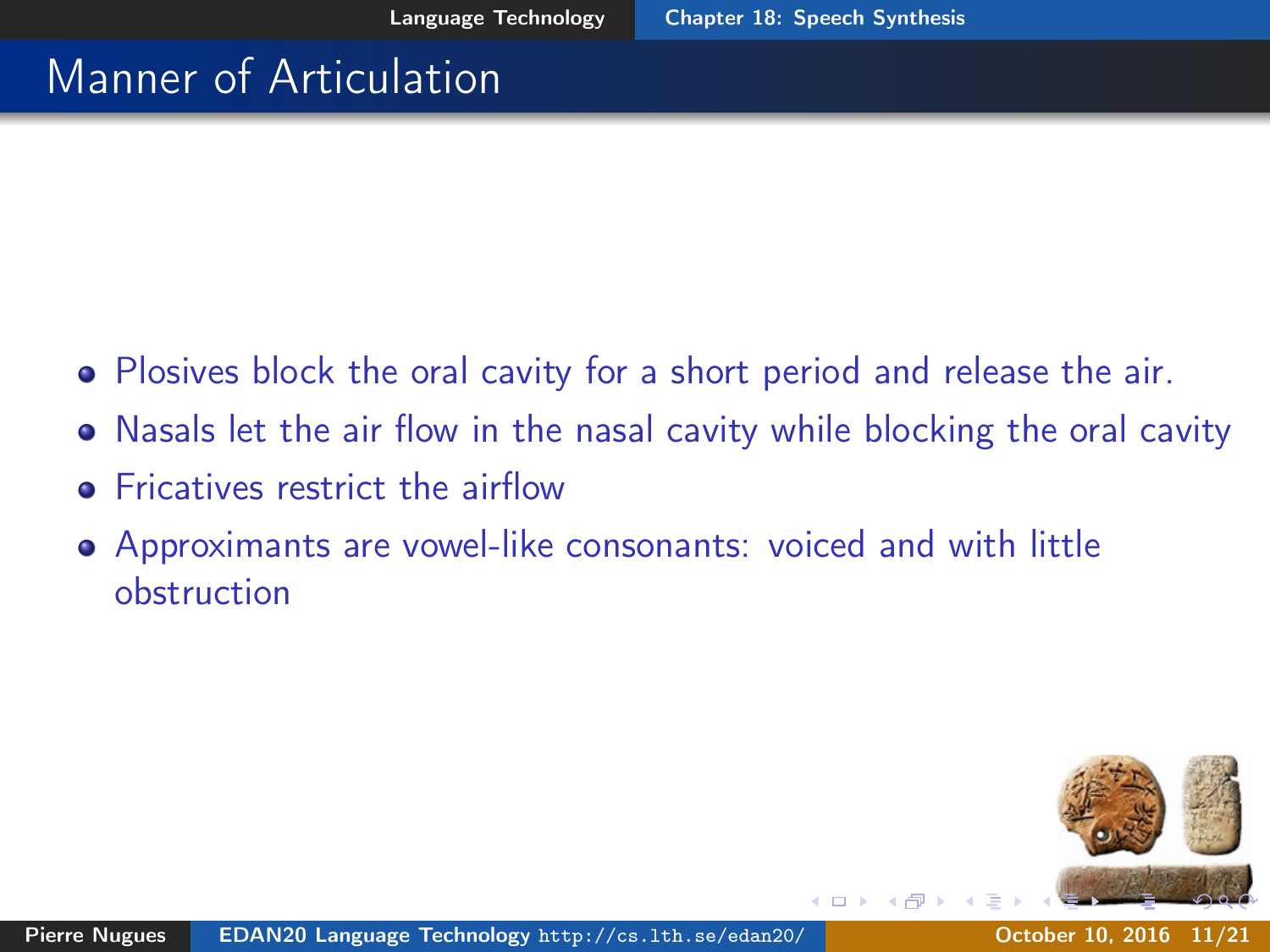# Manner of Articulation

- Plosives block the oral cavity for a short period and release the air.
- Nasals let the air flow in the nasal cavity while blocking the oral cavity
- Fricatives restrict the airflow
- Approximants are vowel-like consonants: voiced and with little obstruction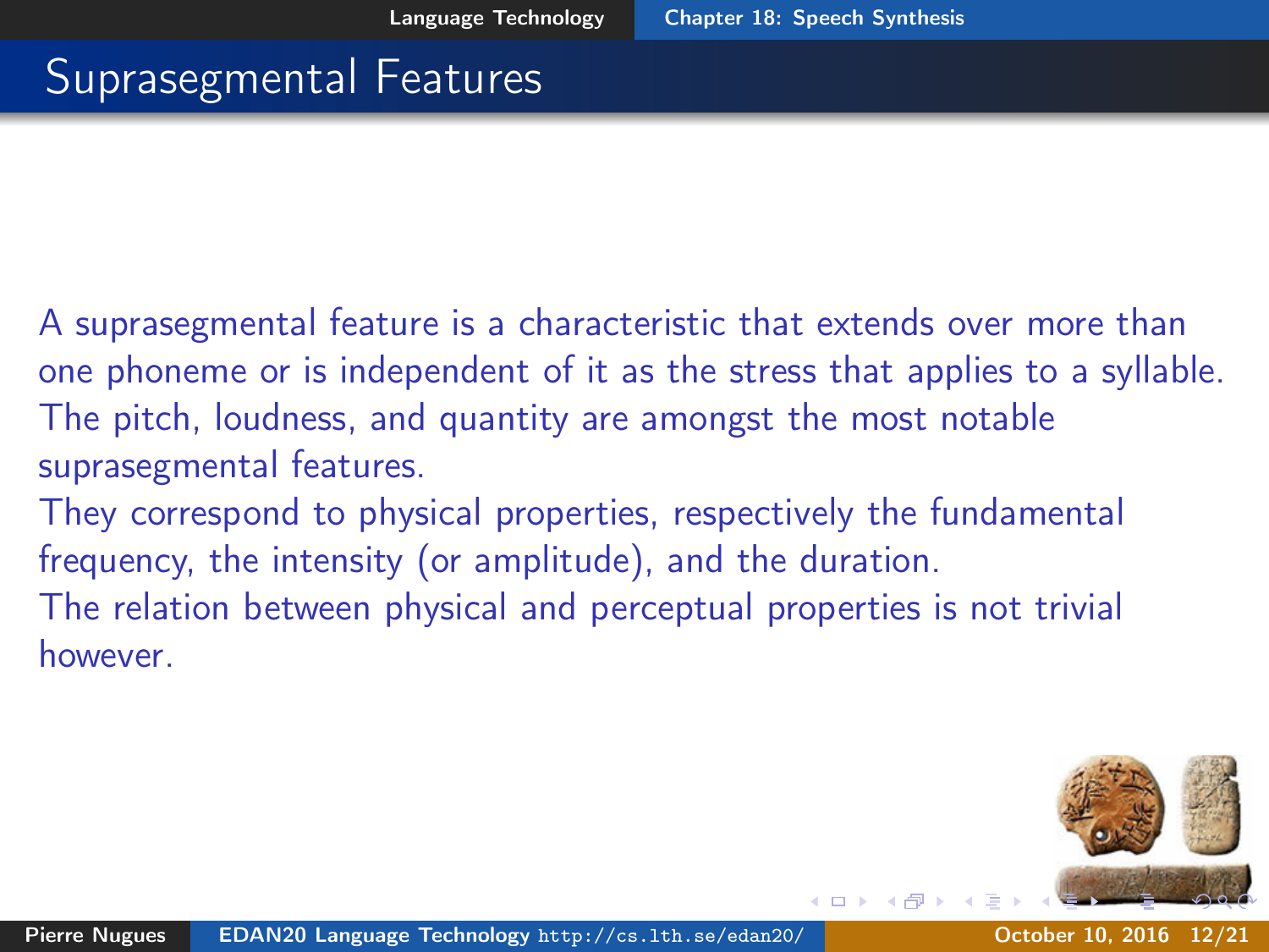# Suprasegmental Features

A suprasegmental feature is a characteristic that extends over more than one phoneme or is independent of it as the stress that applies to a syllable.

The pitch, loudness, and quantity are amongst the most notable suprasegmental features.

They correspond to physical properties, respectively the fundamental frequency, the intensity (or amplitude), and the duration.

The relation between physical and perceptual properties is not trivial however.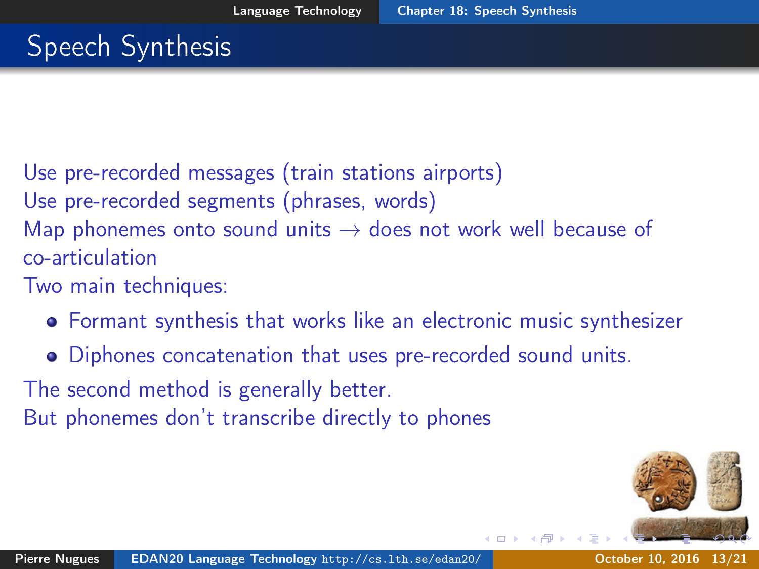# Speech Synthesis

Use pre-recorded messages (train stations airports)
Use pre-recorded segments (phrases, words)
Map phonemes onto sound units → does not work well because of co-articulation
Two main techniques:

- Formant synthesis that works like an electronic music synthesizer
- Diphones concatenation that uses pre-recorded sound units.

The second method is generally better.
But phonemes don't transcribe directly to phones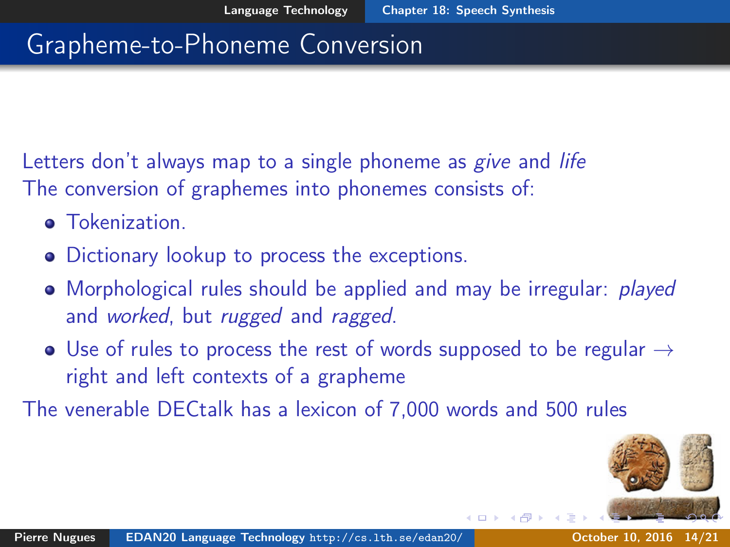# Grapheme-to-Phoneme Conversion

Letters don't always map to a single phoneme as *give* and *life*
The conversion of graphemes into phonemes consists of:

- Tokenization.
- Dictionary lookup to process the exceptions.
- Morphological rules should be applied and may be irregular: *played* and *worked*, but *rugged* and *ragged*.
- Use of rules to process the rest of words supposed to be regular → right and left contexts of a grapheme

The venerable DECtalk has a lexicon of 7,000 words and 500 rules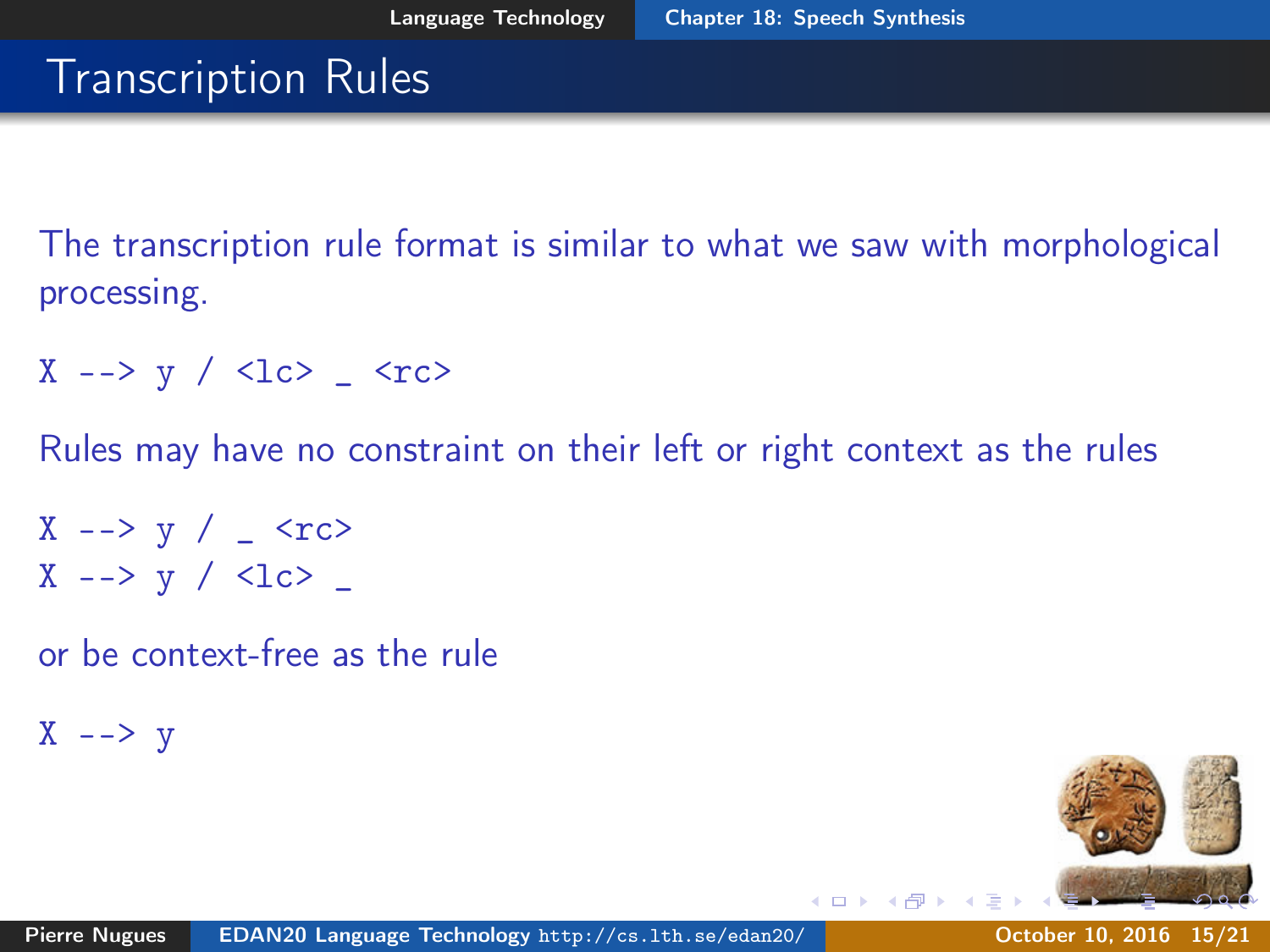# Transcription Rules

The transcription rule format is similar to what we saw with morphological processing.

```
X --> y / <lc> _ <rc>
```

Rules may have no constraint on their left or right context as the rules

```
X --> y / _ <rc>
X --> y / <lc> _
```

or be context-free as the rule

```
X --> y
```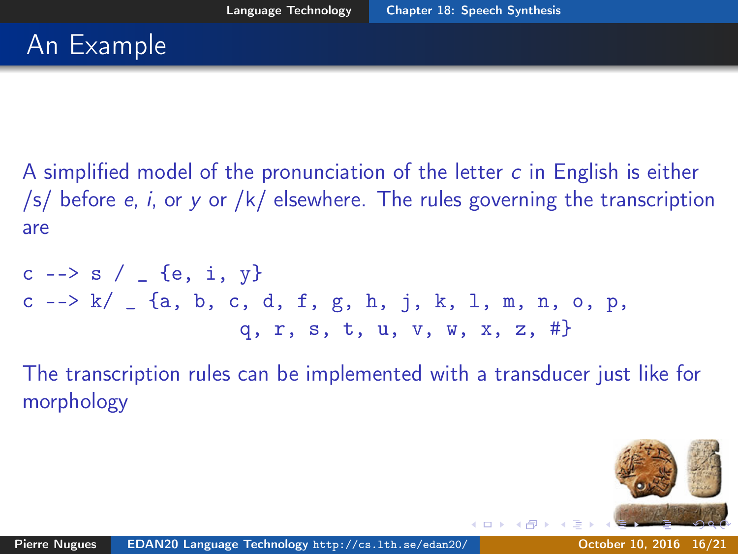# An Example

A simplified model of the pronunciation of the letter *c* in English is either /s/ before *e*, *i*, or *y* or /k/ elsewhere. The rules governing the transcription are

```
c --> s / _ {e, i, y}
c --> k/ _ {a, b, c, d, f, g, h, j, k, l, m, n, o, p,
                    q, r, s, t, u, v, w, x, z, #}
```

The transcription rules can be implemented with a transducer just like for morphology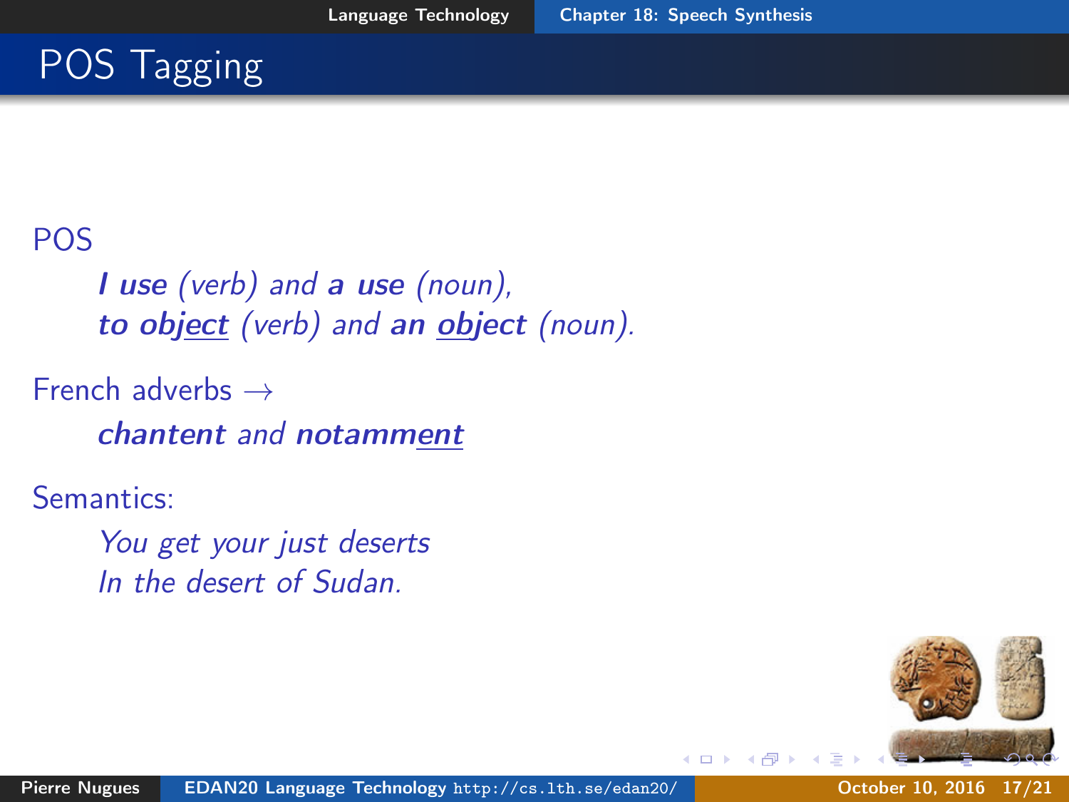# POS Tagging

POS

> ***I use*** *(verb) and* ***a use*** *(noun),*
> ***to object*** *(verb) and* ***an object*** *(noun).*

French adverbs →

> ***chantent*** *and* ***notamment***

Semantics:

> *You get your just deserts*
> *In the desert of Sudan.*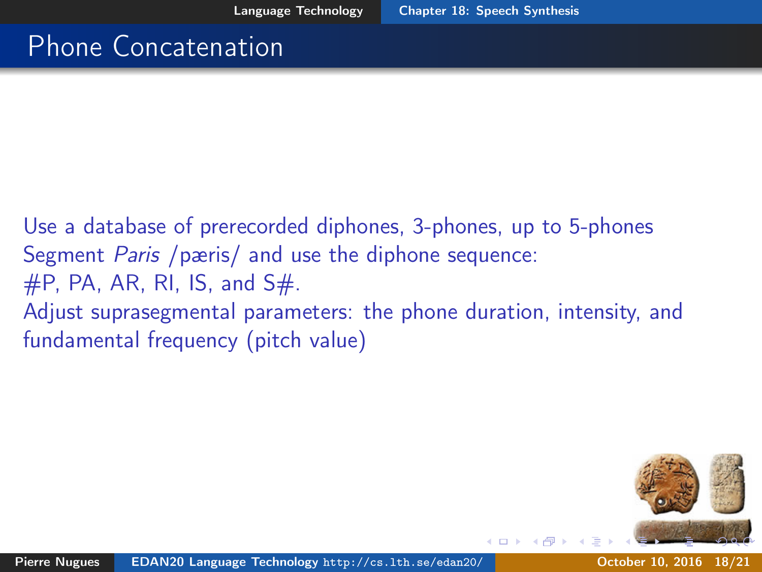# Phone Concatenation

Use a database of prerecorded diphones, 3-phones, up to 5-phones
Segment *Paris* /pæris/ and use the diphone sequence:
#P, PA, AR, RI, IS, and S#.
Adjust suprasegmental parameters: the phone duration, intensity, and fundamental frequency (pitch value)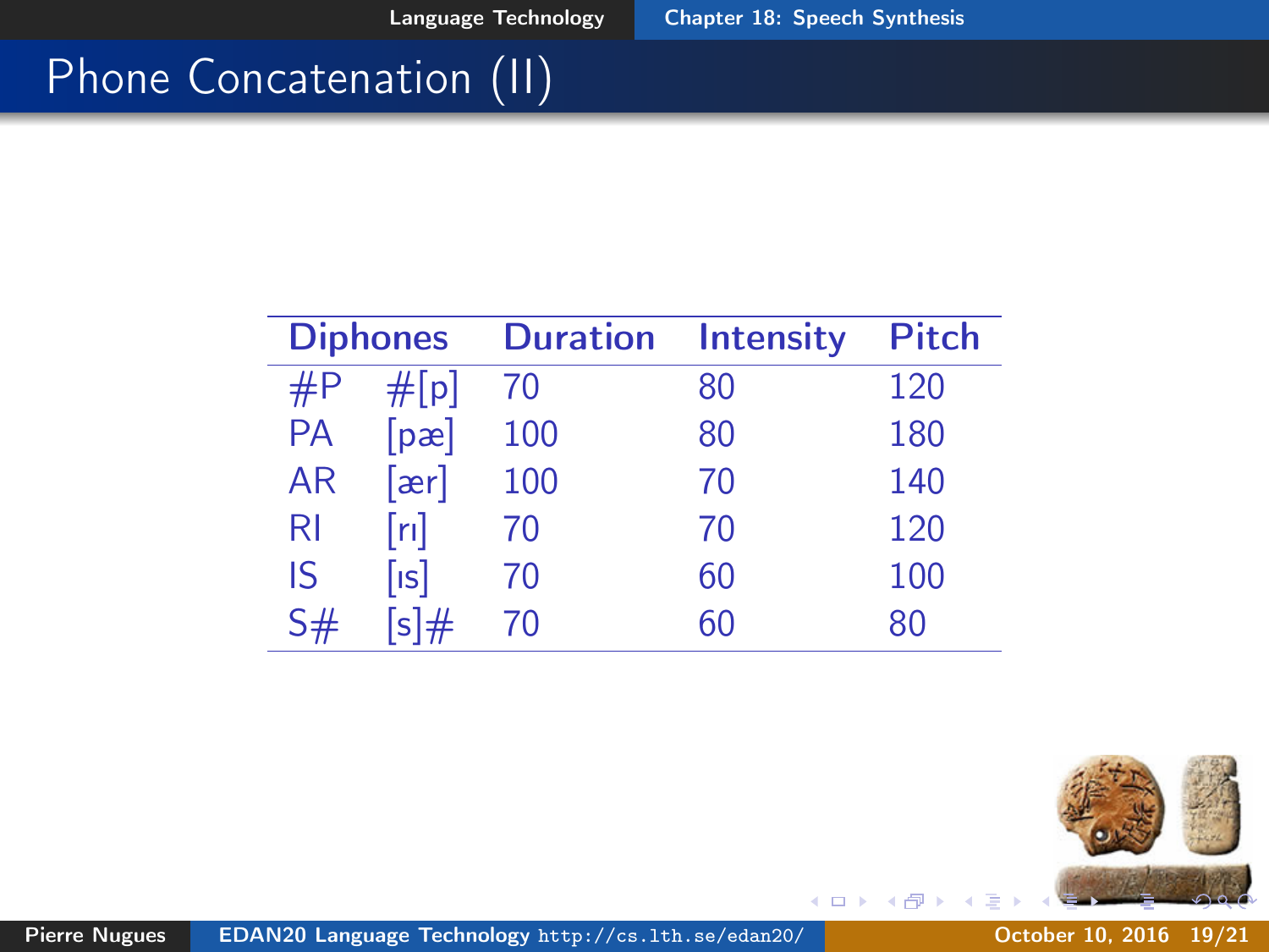# Phone Concatenation (II)

| Diphones | | Duration | Intensity | Pitch |
|---|---|---|---|---|
| #P | #[p] | 70 | 80 | 120 |
| PA | [pæ] | 100 | 80 | 180 |
| AR | [ær] | 100 | 70 | 140 |
| RI | [rɪ] | 70 | 70 | 120 |
| IS | [ɪs] | 70 | 60 | 100 |
| S# | [s]# | 70 | 60 | 80 |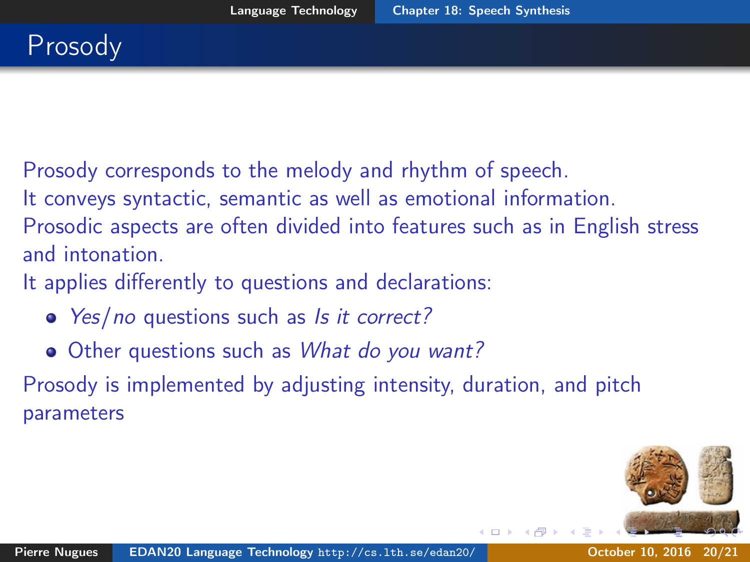# Prosody

Prosody corresponds to the melody and rhythm of speech.
It conveys syntactic, semantic as well as emotional information.
Prosodic aspects are often divided into features such as in English stress and intonation.
It applies differently to questions and declarations:

- *Yes/no* questions such as *Is it correct?*
- Other questions such as *What do you want?*

Prosody is implemented by adjusting intensity, duration, and pitch parameters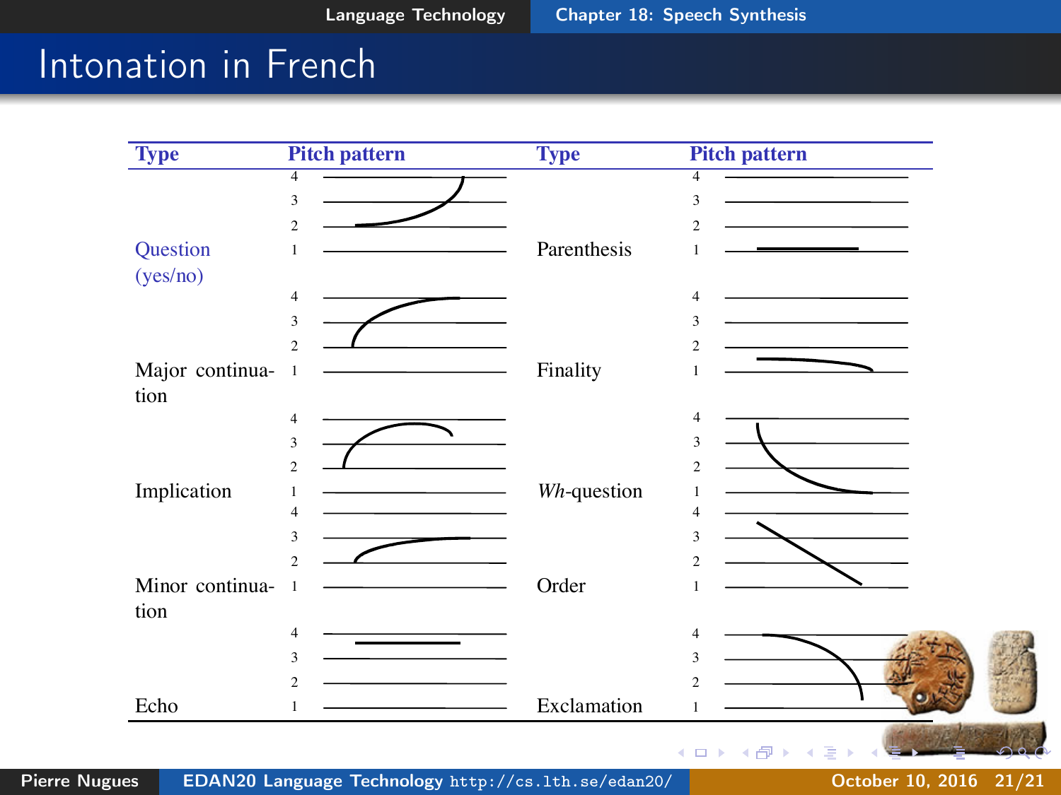# Intonation in French

| Type | Pitch pattern | Type | Pitch pattern |
|---|---|---|---|
| Question (yes/no) | 4 3 2 1 | Parenthesis | 4 3 2 1 |
| Major continuation | 4 3 2 1 | Finality | 4 3 2 1 |
| Implication | 4 3 2 1 | *Wh*-question | 4 3 2 1 |
| Minor continuation | 4 3 2 1 | Order | 4 3 2 1 |
| Echo | 4 3 2 1 | Exclamation | 4 3 2 1 |